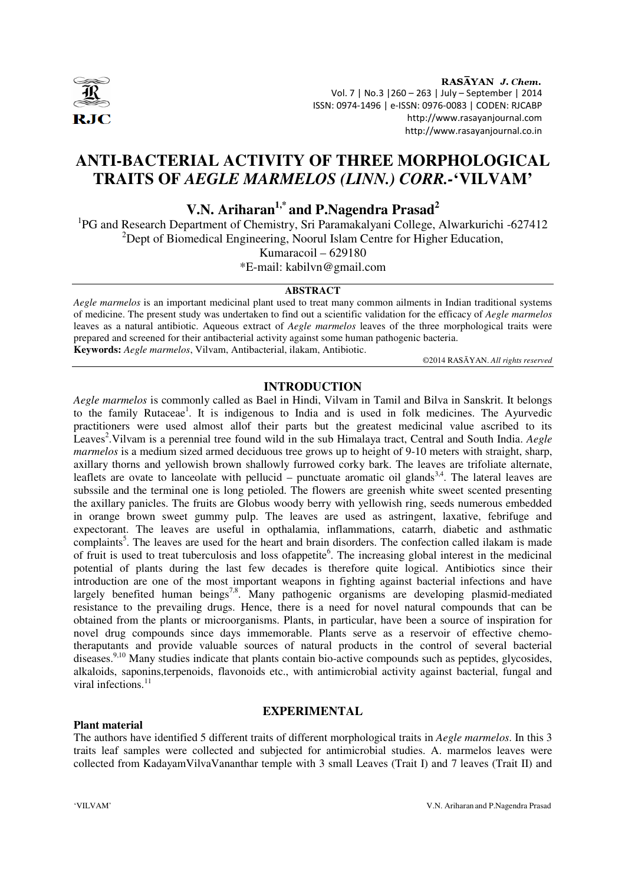# ANTI-BACTERIAL ACTIVITY OF THREE MORPHOLOGICAL TRAITS OF *AEGLE MARMELOS (LINN.) CORR.*-'VILVAM'

**V.N. Ariharan[1,*] and P.Nagendra Prasad[2]**

[1]PG and Research Department of Chemistry, Sri Paramakalyani College, Alwarkurichi -627412

[2]Dept of Biomedical Engineering, Noorul Islam Centre for Higher Education, Kumaracoil – 629180

*E-mail: kabilvn@gmail.com

## ABSTRACT

*Aegle marmelos* is an important medicinal plant used to treat many common ailments in Indian traditional systems of medicine. The present study was undertaken to find out a scientific validation for the efficacy of *Aegle marmelos* leaves as a natural antibiotic. Aqueous extract of *Aegle marmelos* leaves of the three morphological traits were prepared and screened for their antibacterial activity against some human pathogenic bacteria.

**Keywords:** *Aegle marmelos*, Vilvam, Antibacterial, ilakam, Antibiotic.

©2014 RASĀYAN. *All rights reserved*

## INTRODUCTION

*Aegle marmelos* is commonly called as Bael in Hindi, Vilvam in Tamil and Bilva in Sanskrit. It belongs to the family Rutaceae[1]. It is indigenous to India and is used in folk medicines. The Ayurvedic practitioners were used almost allof their parts but the greatest medicinal value ascribed to its Leaves[2].Vilvam is a perennial tree found wild in the sub Himalaya tract, Central and South India. *Aegle marmelos* is a medium sized armed deciduous tree grows up to height of 9-10 meters with straight, sharp, axillary thorns and yellowish brown shallowly furrowed corky bark. The leaves are trifoliate alternate, leaflets are ovate to lanceolate with pellucid – punctuate aromatic oil glands[3,4]. The lateral leaves are subssile and the terminal one is long petioled. The flowers are greenish white sweet scented presenting the axillary panicles. The fruits are Globus woody berry with yellowish ring, seeds numerous embedded in orange brown sweet gummy pulp. The leaves are used as astringent, laxative, febrifuge and expectorant. The leaves are useful in opthalamia, inflammations, catarrh, diabetic and asthmatic complaints[5]. The leaves are used for the heart and brain disorders. The confection called ilakam is made of fruit is used to treat tuberculosis and loss ofappetite[6]. The increasing global interest in the medicinal potential of plants during the last few decades is therefore quite logical. Antibiotics since their introduction are one of the most important weapons in fighting against bacterial infections and have largely benefited human beings[7,8]. Many pathogenic organisms are developing plasmid-mediated resistance to the prevailing drugs. Hence, there is a need for novel natural compounds that can be obtained from the plants or microorganisms. Plants, in particular, have been a source of inspiration for novel drug compounds since days immemorable. Plants serve as a reservoir of effective chemo-theraputants and provide valuable sources of natural products in the control of several bacterial diseases.[9,10] Many studies indicate that plants contain bio-active compounds such as peptides, glycosides, alkaloids, saponins,terpenoids, flavonoids etc., with antimicrobial activity against bacterial, fungal and viral infections.[11]

## EXPERIMENTAL

### Plant material

The authors have identified 5 different traits of different morphological traits in *Aegle marmelos*. In this 3 traits leaf samples were collected and subjected for antimicrobial studies. A. marmelos leaves were collected from KadayamVilvaVananthar temple with 3 small Leaves (Trait I) and 7 leaves (Trait II) and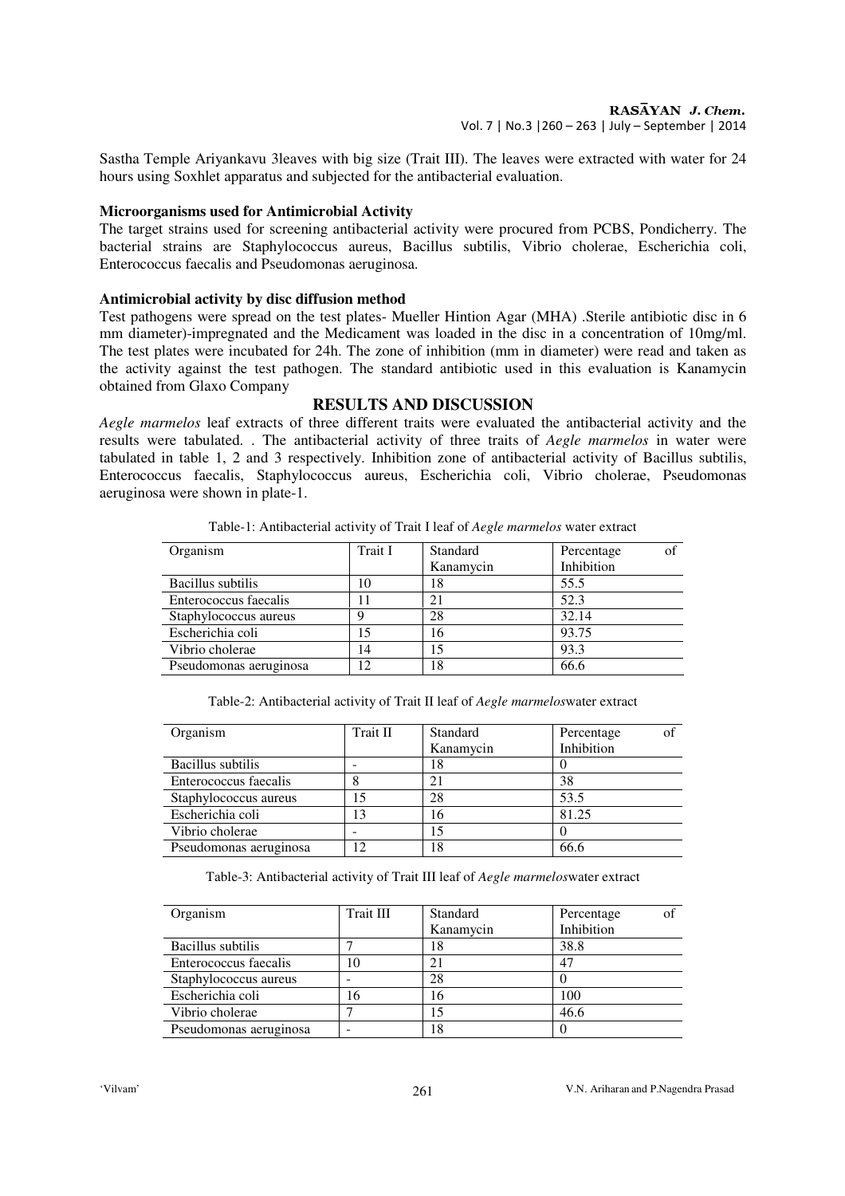Sastha Temple Ariyankavu 3leaves with big size (Trait III). The leaves were extracted with water for 24 hours using Soxhlet apparatus and subjected for the antibacterial evaluation.

**Microorganisms used for Antimicrobial Activity**

The target strains used for screening antibacterial activity were procured from PCBS, Pondicherry. The bacterial strains are Staphylococcus aureus, Bacillus subtilis, Vibrio cholerae, Escherichia coli, Enterococcus faecalis and Pseudomonas aeruginosa.

**Antimicrobial activity by disc diffusion method**

Test pathogens were spread on the test plates- Mueller Hintion Agar (MHA) .Sterile antibiotic disc in 6 mm diameter)-impregnated and the Medicament was loaded in the disc in a concentration of 10mg/ml. The test plates were incubated for 24h. The zone of inhibition (mm in diameter) were read and taken as the activity against the test pathogen. The standard antibiotic used in this evaluation is Kanamycin obtained from Glaxo Company

## RESULTS AND DISCUSSION

*Aegle marmelos* leaf extracts of three different traits were evaluated the antibacterial activity and the results were tabulated. . The antibacterial activity of three traits of *Aegle marmelos* in water were tabulated in table 1, 2 and 3 respectively. Inhibition zone of antibacterial activity of Bacillus subtilis, Enterococcus faecalis, Staphylococcus aureus, Escherichia coli, Vibrio cholerae, Pseudomonas aeruginosa were shown in plate-1.

Table-1: Antibacterial activity of Trait I leaf of *Aegle marmelos* water extract

| Organism | Trait I | Standard Kanamycin | Percentage of Inhibition |
|---|---|---|---|
| Bacillus subtilis | 10 | 18 | 55.5 |
| Enterococcus faecalis | 11 | 21 | 52.3 |
| Staphylococcus aureus | 9 | 28 | 32.14 |
| Escherichia coli | 15 | 16 | 93.75 |
| Vibrio cholerae | 14 | 15 | 93.3 |
| Pseudomonas aeruginosa | 12 | 18 | 66.6 |

Table-2: Antibacterial activity of Trait II leaf of *Aegle marmelos*water extract

| Organism | Trait II | Standard Kanamycin | Percentage of Inhibition |
|---|---|---|---|
| Bacillus subtilis | - | 18 | 0 |
| Enterococcus faecalis | 8 | 21 | 38 |
| Staphylococcus aureus | 15 | 28 | 53.5 |
| Escherichia coli | 13 | 16 | 81.25 |
| Vibrio cholerae | - | 15 | 0 |
| Pseudomonas aeruginosa | 12 | 18 | 66.6 |

Table-3: Antibacterial activity of Trait III leaf of *Aegle marmelos*water extract

| Organism | Trait III | Standard Kanamycin | Percentage of Inhibition |
|---|---|---|---|
| Bacillus subtilis | 7 | 18 | 38.8 |
| Enterococcus faecalis | 10 | 21 | 47 |
| Staphylococcus aureus | - | 28 | 0 |
| Escherichia coli | 16 | 16 | 100 |
| Vibrio cholerae | 7 | 15 | 46.6 |
| Pseudomonas aeruginosa | - | 18 | 0 |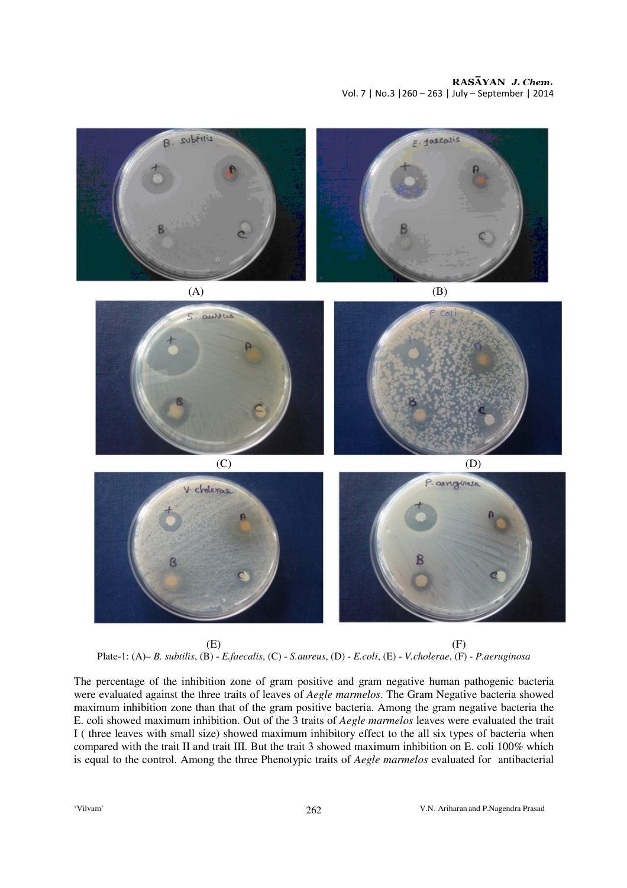(A)

(B)

(C)

(D)

(E)

(F)

Plate-1: (A)– *B. subtilis*, (B) - *E.faecalis*, (C) - *S.aureus*, (D) - *E.coli*, (E) - *V.cholerae*, (F) - *P.aeruginosa*

The percentage of the inhibition zone of gram positive and gram negative human pathogenic bacteria were evaluated against the three traits of leaves of *Aegle marmelos*. The Gram Negative bacteria showed maximum inhibition zone than that of the gram positive bacteria. Among the gram negative bacteria the E. coli showed maximum inhibition. Out of the 3 traits of *Aegle marmelos* leaves were evaluated the trait I ( three leaves with small size) showed maximum inhibitory effect to the all six types of bacteria when compared with the trait II and trait III. But the trait 3 showed maximum inhibition on E. coli 100% which is equal to the control. Among the three Phenotypic traits of *Aegle marmelos* evaluated for antibacterial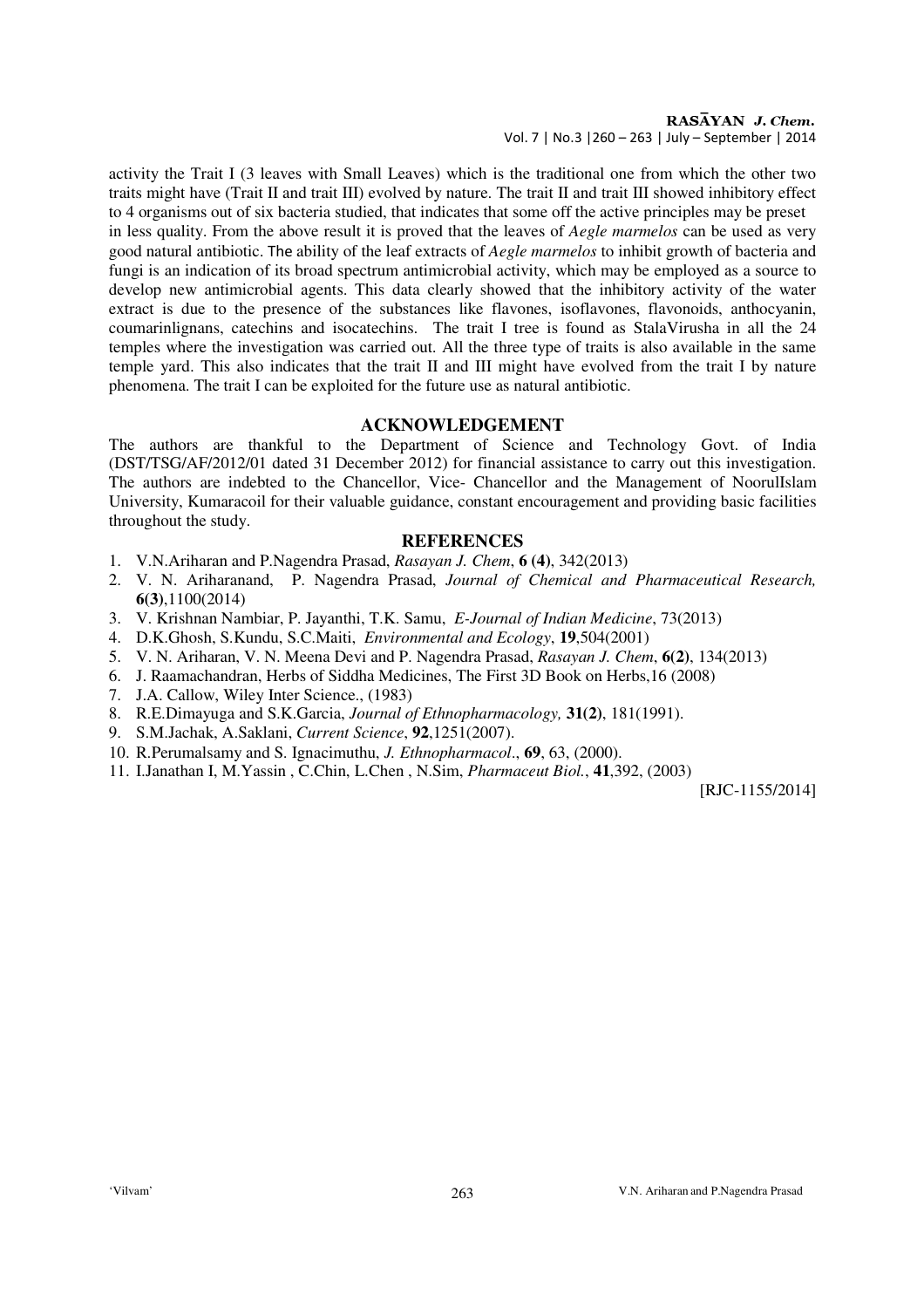activity the Trait I (3 leaves with Small Leaves) which is the traditional one from which the other two traits might have (Trait II and trait III) evolved by nature. The trait II and trait III showed inhibitory effect to 4 organisms out of six bacteria studied, that indicates that some off the active principles may be preset in less quality. From the above result it is proved that the leaves of *Aegle marmelos* can be used as very good natural antibiotic. The ability of the leaf extracts of *Aegle marmelos* to inhibit growth of bacteria and fungi is an indication of its broad spectrum antimicrobial activity, which may be employed as a source to develop new antimicrobial agents. This data clearly showed that the inhibitory activity of the water extract is due to the presence of the substances like flavones, isoflavones, flavonoids, anthocyanin, coumarinlignans, catechins and isocatechins. The trait I tree is found as StalaVirusha in all the 24 temples where the investigation was carried out. All the three type of traits is also available in the same temple yard. This also indicates that the trait II and III might have evolved from the trait I by nature phenomena. The trait I can be exploited for the future use as natural antibiotic.

## ACKNOWLEDGEMENT

The authors are thankful to the Department of Science and Technology Govt. of India (DST/TSG/AF/2012/01 dated 31 December 2012) for financial assistance to carry out this investigation. The authors are indebted to the Chancellor, Vice- Chancellor and the Management of NoorulIslam University, Kumaracoil for their valuable guidance, constant encouragement and providing basic facilities throughout the study.

## REFERENCES

1. V.N.Ariharan and P.Nagendra Prasad, *Rasayan J. Chem*, **6 (4)**, 342(2013)
2. V. N. Ariharanand, P. Nagendra Prasad, *Journal of Chemical and Pharmaceutical Research,* **6(3)**,1100(2014)
3. V. Krishnan Nambiar, P. Jayanthi, T.K. Samu, *E-Journal of Indian Medicine*, 73(2013)
4. D.K.Ghosh, S.Kundu, S.C.Maiti, *Environmental and Ecology*, **19**,504(2001)
5. V. N. Ariharan, V. N. Meena Devi and P. Nagendra Prasad, *Rasayan J. Chem*, **6(2)**, 134(2013)
6. J. Raamachandran, Herbs of Siddha Medicines, The First 3D Book on Herbs,16 (2008)
7. J.A. Callow, Wiley Inter Science., (1983)
8. R.E.Dimayuga and S.K.Garcia, *Journal of Ethnopharmacology,* **31(2)**, 181(1991).
9. S.M.Jachak, A.Saklani, *Current Science*, **92**,1251(2007).
10. R.Perumalsamy and S. Ignacimuthu, *J. Ethnopharmacol*., **69**, 63, (2000).
11. I.Janathan I, M.Yassin , C.Chin, L.Chen , N.Sim, *Pharmaceut Biol.*, **41**,392, (2003)

[RJC-1155/2014]